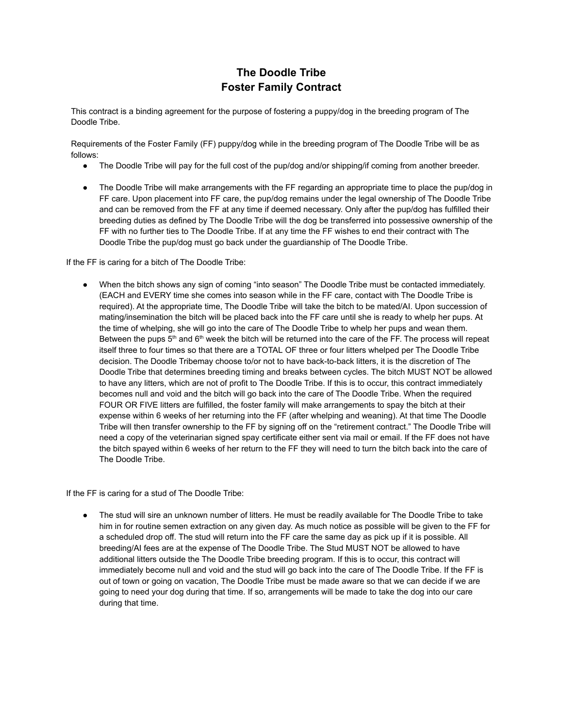# The Doodle Tribe
# Foster Family Contract

This contract is a binding agreement for the purpose of fostering a puppy/dog in the breeding program of The Doodle Tribe.

Requirements of the Foster Family (FF) puppy/dog while in the breeding program of The Doodle Tribe will be as follows:

- The Doodle Tribe will pay for the full cost of the pup/dog and/or shipping/if coming from another breeder.

- The Doodle Tribe will make arrangements with the FF regarding an appropriate time to place the pup/dog in FF care. Upon placement into FF care, the pup/dog remains under the legal ownership of The Doodle Tribe and can be removed from the FF at any time if deemed necessary. Only after the pup/dog has fulfilled their breeding duties as defined by The Doodle Tribe will the dog be transferred into possessive ownership of the FF with no further ties to The Doodle Tribe. If at any time the FF wishes to end their contract with The Doodle Tribe the pup/dog must go back under the guardianship of The Doodle Tribe.

If the FF is caring for a bitch of The Doodle Tribe:

- When the bitch shows any sign of coming "into season" The Doodle Tribe must be contacted immediately. (EACH and EVERY time she comes into season while in the FF care, contact with The Doodle Tribe is required). At the appropriate time, The Doodle Tribe will take the bitch to be mated/AI. Upon succession of mating/insemination the bitch will be placed back into the FF care until she is ready to whelp her pups. At the time of whelping, she will go into the care of The Doodle Tribe to whelp her pups and wean them. Between the pups 5th and 6th week the bitch will be returned into the care of the FF. The process will repeat itself three to four times so that there are a TOTAL OF three or four litters whelped per The Doodle Tribe decision. The Doodle Tribemay choose to/or not to have back-to-back litters, it is the discretion of The Doodle Tribe that determines breeding timing and breaks between cycles. The bitch MUST NOT be allowed to have any litters, which are not of profit to The Doodle Tribe. If this is to occur, this contract immediately becomes null and void and the bitch will go back into the care of The Doodle Tribe. When the required FOUR OR FIVE litters are fulfilled, the foster family will make arrangements to spay the bitch at their expense within 6 weeks of her returning into the FF (after whelping and weaning). At that time The Doodle Tribe will then transfer ownership to the FF by signing off on the "retirement contract." The Doodle Tribe will need a copy of the veterinarian signed spay certificate either sent via mail or email. If the FF does not have the bitch spayed within 6 weeks of her return to the FF they will need to turn the bitch back into the care of The Doodle Tribe.

If the FF is caring for a stud of The Doodle Tribe:

- The stud will sire an unknown number of litters. He must be readily available for The Doodle Tribe to take him in for routine semen extraction on any given day. As much notice as possible will be given to the FF for a scheduled drop off. The stud will return into the FF care the same day as pick up if it is possible. All breeding/AI fees are at the expense of The Doodle Tribe. The Stud MUST NOT be allowed to have additional litters outside the The Doodle Tribe breeding program. If this is to occur, this contract will immediately become null and void and the stud will go back into the care of The Doodle Tribe. If the FF is out of town or going on vacation, The Doodle Tribe must be made aware so that we can decide if we are going to need your dog during that time. If so, arrangements will be made to take the dog into our care during that time.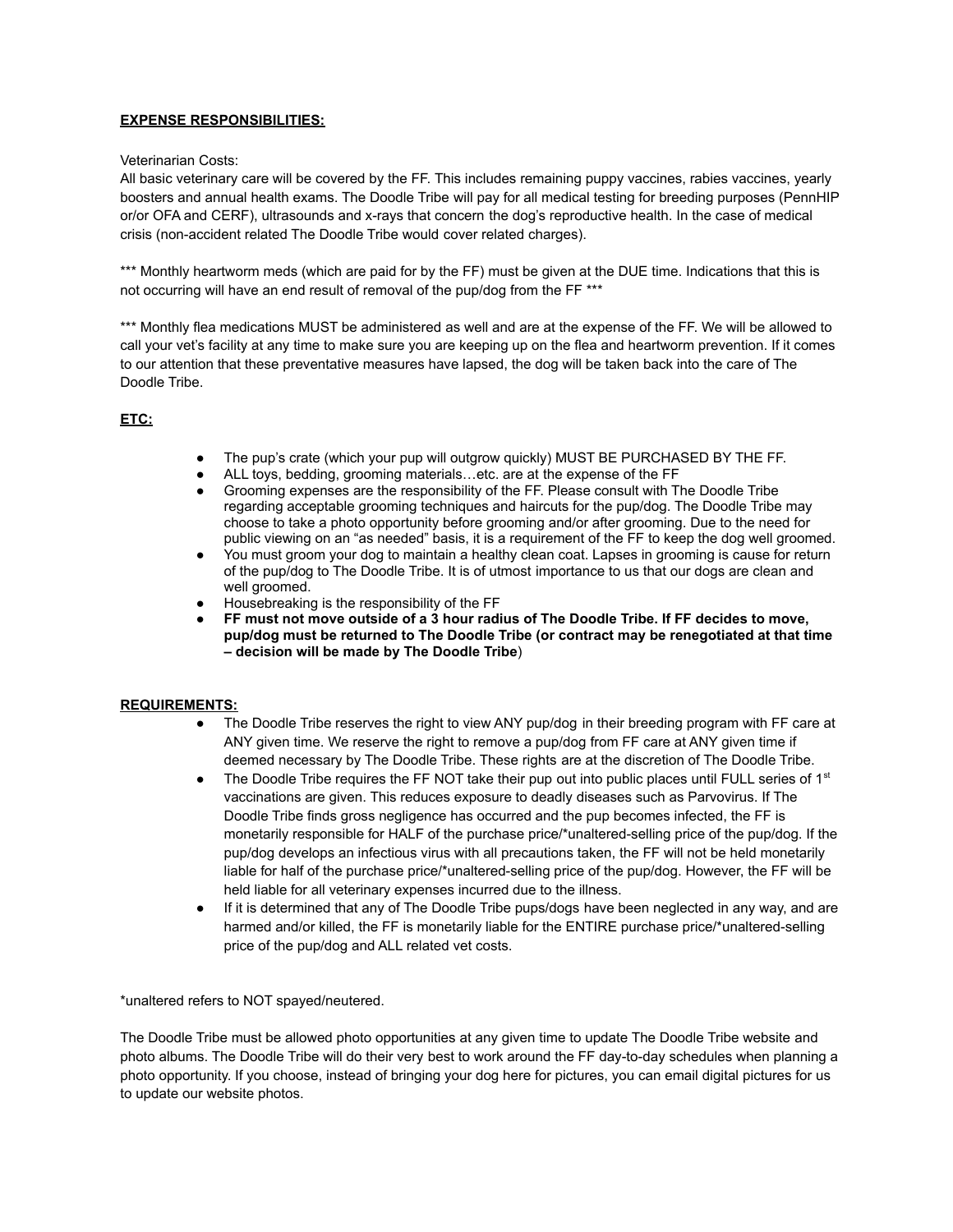**EXPENSE RESPONSIBILITIES:**

Veterinarian Costs:
All basic veterinary care will be covered by the FF. This includes remaining puppy vaccines, rabies vaccines, yearly boosters and annual health exams. The Doodle Tribe will pay for all medical testing for breeding purposes (PennHIP or/or OFA and CERF), ultrasounds and x-rays that concern the dog's reproductive health. In the case of medical crisis (non-accident related The Doodle Tribe would cover related charges).

*** Monthly heartworm meds (which are paid for by the FF) must be given at the DUE time. Indications that this is not occurring will have an end result of removal of the pup/dog from the FF ***

*** Monthly flea medications MUST be administered as well and are at the expense of the FF. We will be allowed to call your vet's facility at any time to make sure you are keeping up on the flea and heartworm prevention. If it comes to our attention that these preventative measures have lapsed, the dog will be taken back into the care of The Doodle Tribe.

**ETC:**

- The pup's crate (which your pup will outgrow quickly) MUST BE PURCHASED BY THE FF.
- ALL toys, bedding, grooming materials…etc. are at the expense of the FF
- Grooming expenses are the responsibility of the FF. Please consult with The Doodle Tribe regarding acceptable grooming techniques and haircuts for the pup/dog. The Doodle Tribe may choose to take a photo opportunity before grooming and/or after grooming. Due to the need for public viewing on an "as needed" basis, it is a requirement of the FF to keep the dog well groomed.
- You must groom your dog to maintain a healthy clean coat. Lapses in grooming is cause for return of the pup/dog to The Doodle Tribe. It is of utmost importance to us that our dogs are clean and well groomed.
- Housebreaking is the responsibility of the FF
- **FF must not move outside of a 3 hour radius of The Doodle Tribe. If FF decides to move, pup/dog must be returned to The Doodle Tribe (or contract may be renegotiated at that time – decision will be made by The Doodle Tribe**)

**REQUIREMENTS:**

- The Doodle Tribe reserves the right to view ANY pup/dog in their breeding program with FF care at ANY given time. We reserve the right to remove a pup/dog from FF care at ANY given time if deemed necessary by The Doodle Tribe. These rights are at the discretion of The Doodle Tribe.
- The Doodle Tribe requires the FF NOT take their pup out into public places until FULL series of 1st vaccinations are given. This reduces exposure to deadly diseases such as Parvovirus. If The Doodle Tribe finds gross negligence has occurred and the pup becomes infected, the FF is monetarily responsible for HALF of the purchase price/*unaltered-selling price of the pup/dog. If the pup/dog develops an infectious virus with all precautions taken, the FF will not be held monetarily liable for half of the purchase price/*unaltered-selling price of the pup/dog. However, the FF will be held liable for all veterinary expenses incurred due to the illness.
- If it is determined that any of The Doodle Tribe pups/dogs have been neglected in any way, and are harmed and/or killed, the FF is monetarily liable for the ENTIRE purchase price/*unaltered-selling price of the pup/dog and ALL related vet costs.

*unaltered refers to NOT spayed/neutered.

The Doodle Tribe must be allowed photo opportunities at any given time to update The Doodle Tribe website and photo albums. The Doodle Tribe will do their very best to work around the FF day-to-day schedules when planning a photo opportunity. If you choose, instead of bringing your dog here for pictures, you can email digital pictures for us to update our website photos.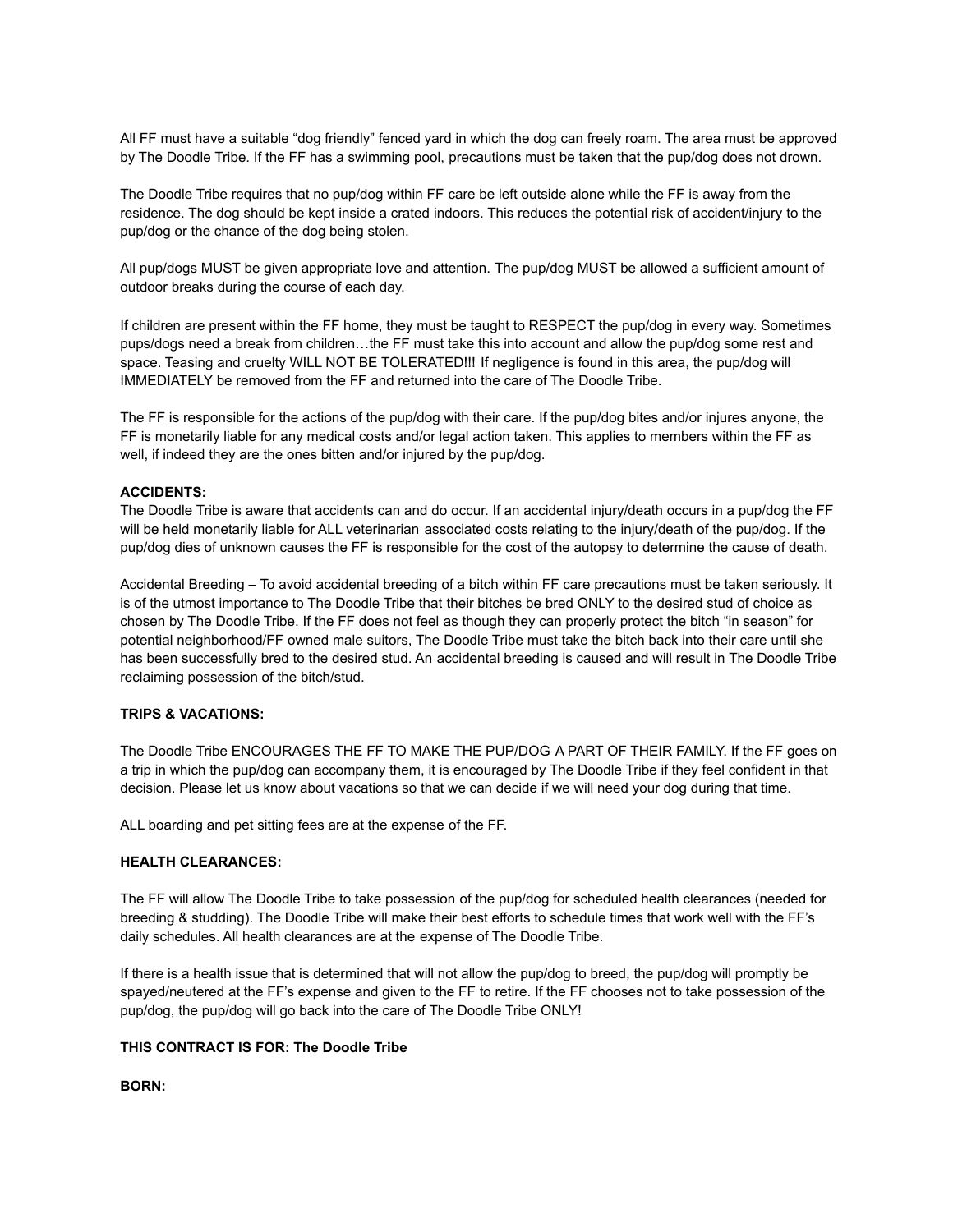All FF must have a suitable “dog friendly” fenced yard in which the dog can freely roam. The area must be approved by The Doodle Tribe. If the FF has a swimming pool, precautions must be taken that the pup/dog does not drown.

The Doodle Tribe requires that no pup/dog within FF care be left outside alone while the FF is away from the residence. The dog should be kept inside a crated indoors. This reduces the potential risk of accident/injury to the pup/dog or the chance of the dog being stolen.

All pup/dogs MUST be given appropriate love and attention. The pup/dog MUST be allowed a sufficient amount of outdoor breaks during the course of each day.

If children are present within the FF home, they must be taught to RESPECT the pup/dog in every way. Sometimes pups/dogs need a break from children…the FF must take this into account and allow the pup/dog some rest and space. Teasing and cruelty WILL NOT BE TOLERATED!!! If negligence is found in this area, the pup/dog will IMMEDIATELY be removed from the FF and returned into the care of The Doodle Tribe.

The FF is responsible for the actions of the pup/dog with their care. If the pup/dog bites and/or injures anyone, the FF is monetarily liable for any medical costs and/or legal action taken. This applies to members within the FF as well, if indeed they are the ones bitten and/or injured by the pup/dog.

**ACCIDENTS:**

The Doodle Tribe is aware that accidents can and do occur. If an accidental injury/death occurs in a pup/dog the FF will be held monetarily liable for ALL veterinarian associated costs relating to the injury/death of the pup/dog. If the pup/dog dies of unknown causes the FF is responsible for the cost of the autopsy to determine the cause of death.

Accidental Breeding – To avoid accidental breeding of a bitch within FF care precautions must be taken seriously. It is of the utmost importance to The Doodle Tribe that their bitches be bred ONLY to the desired stud of choice as chosen by The Doodle Tribe. If the FF does not feel as though they can properly protect the bitch “in season” for potential neighborhood/FF owned male suitors, The Doodle Tribe must take the bitch back into their care until she has been successfully bred to the desired stud. An accidental breeding is caused and will result in The Doodle Tribe reclaiming possession of the bitch/stud.

**TRIPS & VACATIONS:**

The Doodle Tribe ENCOURAGES THE FF TO MAKE THE PUP/DOG A PART OF THEIR FAMILY. If the FF goes on a trip in which the pup/dog can accompany them, it is encouraged by The Doodle Tribe if they feel confident in that decision. Please let us know about vacations so that we can decide if we will need your dog during that time.

ALL boarding and pet sitting fees are at the expense of the FF.

**HEALTH CLEARANCES:**

The FF will allow The Doodle Tribe to take possession of the pup/dog for scheduled health clearances (needed for breeding & studding). The Doodle Tribe will make their best efforts to schedule times that work well with the FF’s daily schedules. All health clearances are at the expense of The Doodle Tribe.

If there is a health issue that is determined that will not allow the pup/dog to breed, the pup/dog will promptly be spayed/neutered at the FF’s expense and given to the FF to retire. If the FF chooses not to take possession of the pup/dog, the pup/dog will go back into the care of The Doodle Tribe ONLY!

**THIS CONTRACT IS FOR: The Doodle Tribe**

**BORN:**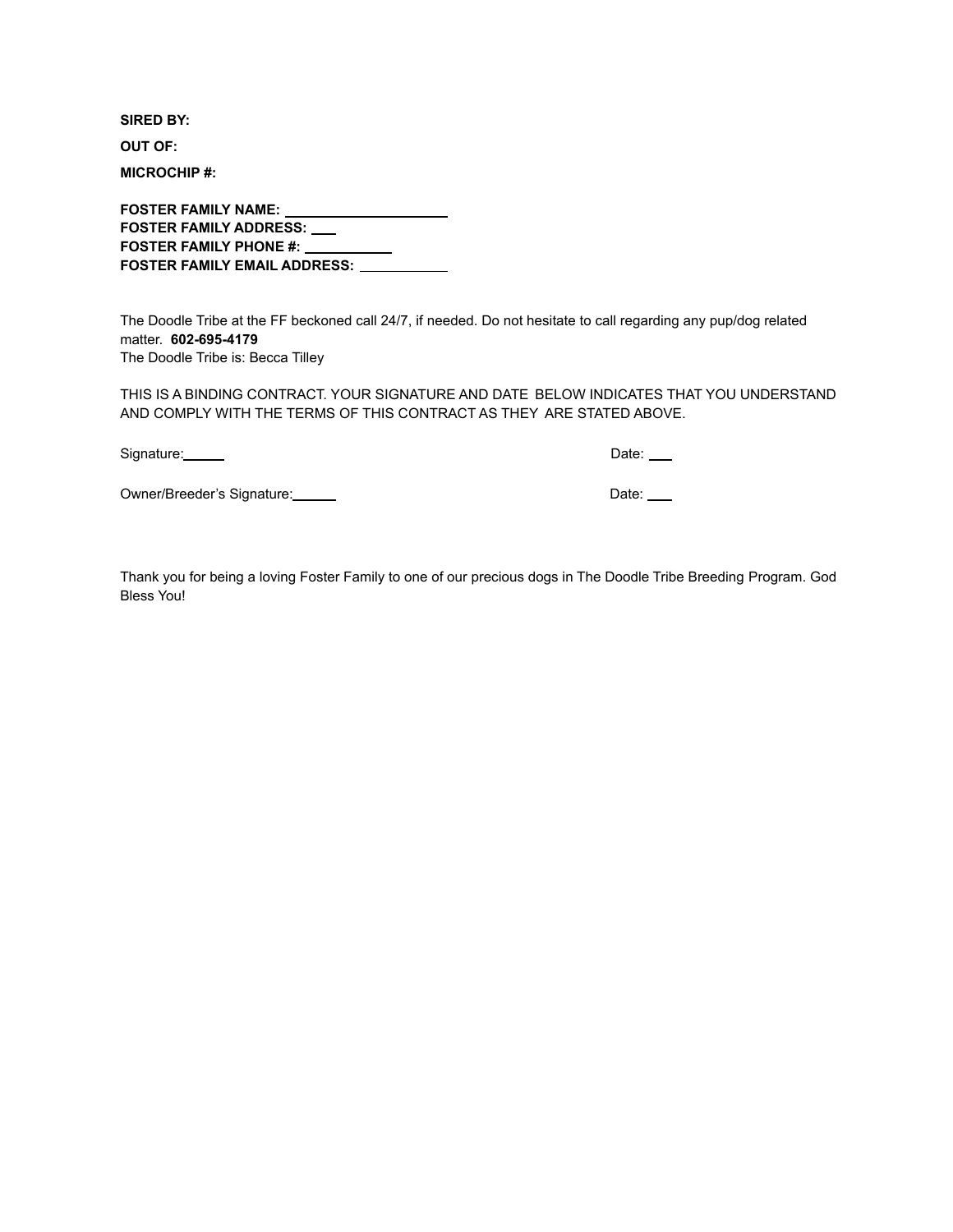**SIRED BY:**

**OUT OF:**

**MICROCHIP #:**

**FOSTER FAMILY NAME:** ____________________
**FOSTER FAMILY ADDRESS:** ___
**FOSTER FAMILY PHONE #:** ___________
**FOSTER FAMILY EMAIL ADDRESS:** ___________

The Doodle Tribe at the FF beckoned call 24/7, if needed. Do not hesitate to call regarding any pup/dog related matter. **602-695-4179**
The Doodle Tribe is: Becca Tilley

THIS IS A BINDING CONTRACT. YOUR SIGNATURE AND DATE BELOW INDICATES THAT YOU UNDERSTAND AND COMPLY WITH THE TERMS OF THIS CONTRACT AS THEY ARE STATED ABOVE.

Signature:_____ Date: ___

Owner/Breeder's Signature:_____ Date: ___

Thank you for being a loving Foster Family to one of our precious dogs in The Doodle Tribe Breeding Program. God Bless You!